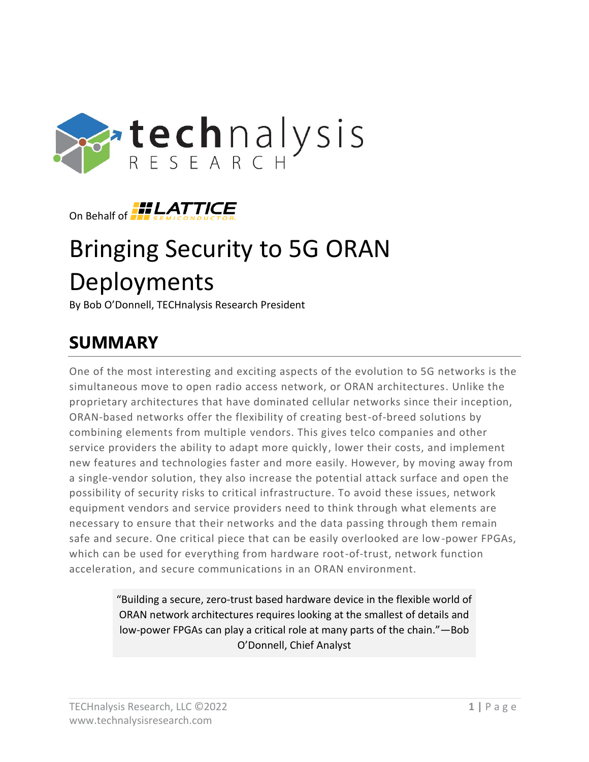On Behalf of LATTICE SEMICONDUCTOR

# Bringing Security to 5G ORAN Deployments

By Bob O'Donnell, TECHnalysis Research President

## SUMMARY

One of the most interesting and exciting aspects of the evolution to 5G networks is the simultaneous move to open radio access network, or ORAN architectures. Unlike the proprietary architectures that have dominated cellular networks since their inception, ORAN-based networks offer the flexibility of creating best-of-breed solutions by combining elements from multiple vendors. This gives telco companies and other service providers the ability to adapt more quickly, lower their costs, and implement new features and technologies faster and more easily. However, by moving away from a single-vendor solution, they also increase the potential attack surface and open the possibility of security risks to critical infrastructure. To avoid these issues, network equipment vendors and service providers need to think through what elements are necessary to ensure that their networks and the data passing through them remain safe and secure. One critical piece that can be easily overlooked are low-power FPGAs, which can be used for everything from hardware root-of-trust, network function acceleration, and secure communications in an ORAN environment.

> "Building a secure, zero-trust based hardware device in the flexible world of ORAN network architectures requires looking at the smallest of details and low-power FPGAs can play a critical role at many parts of the chain."—Bob O'Donnell, Chief Analyst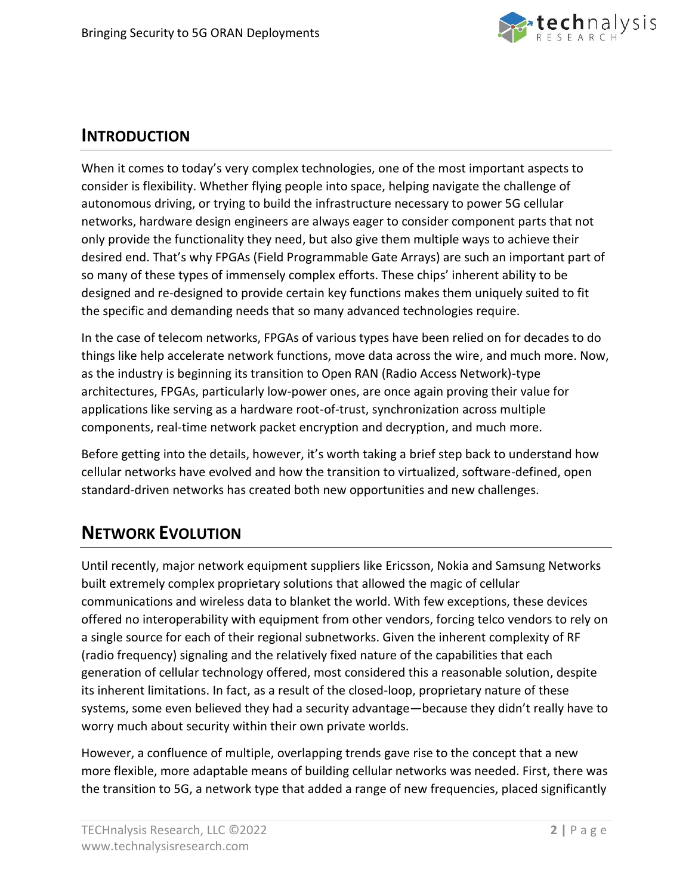## Introduction

When it comes to today's very complex technologies, one of the most important aspects to consider is flexibility. Whether flying people into space, helping navigate the challenge of autonomous driving, or trying to build the infrastructure necessary to power 5G cellular networks, hardware design engineers are always eager to consider component parts that not only provide the functionality they need, but also give them multiple ways to achieve their desired end. That's why FPGAs (Field Programmable Gate Arrays) are such an important part of so many of these types of immensely complex efforts. These chips' inherent ability to be designed and re-designed to provide certain key functions makes them uniquely suited to fit the specific and demanding needs that so many advanced technologies require.

In the case of telecom networks, FPGAs of various types have been relied on for decades to do things like help accelerate network functions, move data across the wire, and much more. Now, as the industry is beginning its transition to Open RAN (Radio Access Network)-type architectures, FPGAs, particularly low-power ones, are once again proving their value for applications like serving as a hardware root-of-trust, synchronization across multiple components, real-time network packet encryption and decryption, and much more.

Before getting into the details, however, it's worth taking a brief step back to understand how cellular networks have evolved and how the transition to virtualized, software-defined, open standard-driven networks has created both new opportunities and new challenges.

## Network Evolution

Until recently, major network equipment suppliers like Ericsson, Nokia and Samsung Networks built extremely complex proprietary solutions that allowed the magic of cellular communications and wireless data to blanket the world. With few exceptions, these devices offered no interoperability with equipment from other vendors, forcing telco vendors to rely on a single source for each of their regional subnetworks. Given the inherent complexity of RF (radio frequency) signaling and the relatively fixed nature of the capabilities that each generation of cellular technology offered, most considered this a reasonable solution, despite its inherent limitations. In fact, as a result of the closed-loop, proprietary nature of these systems, some even believed they had a security advantage—because they didn't really have to worry much about security within their own private worlds.

However, a confluence of multiple, overlapping trends gave rise to the concept that a new more flexible, more adaptable means of building cellular networks was needed. First, there was the transition to 5G, a network type that added a range of new frequencies, placed significantly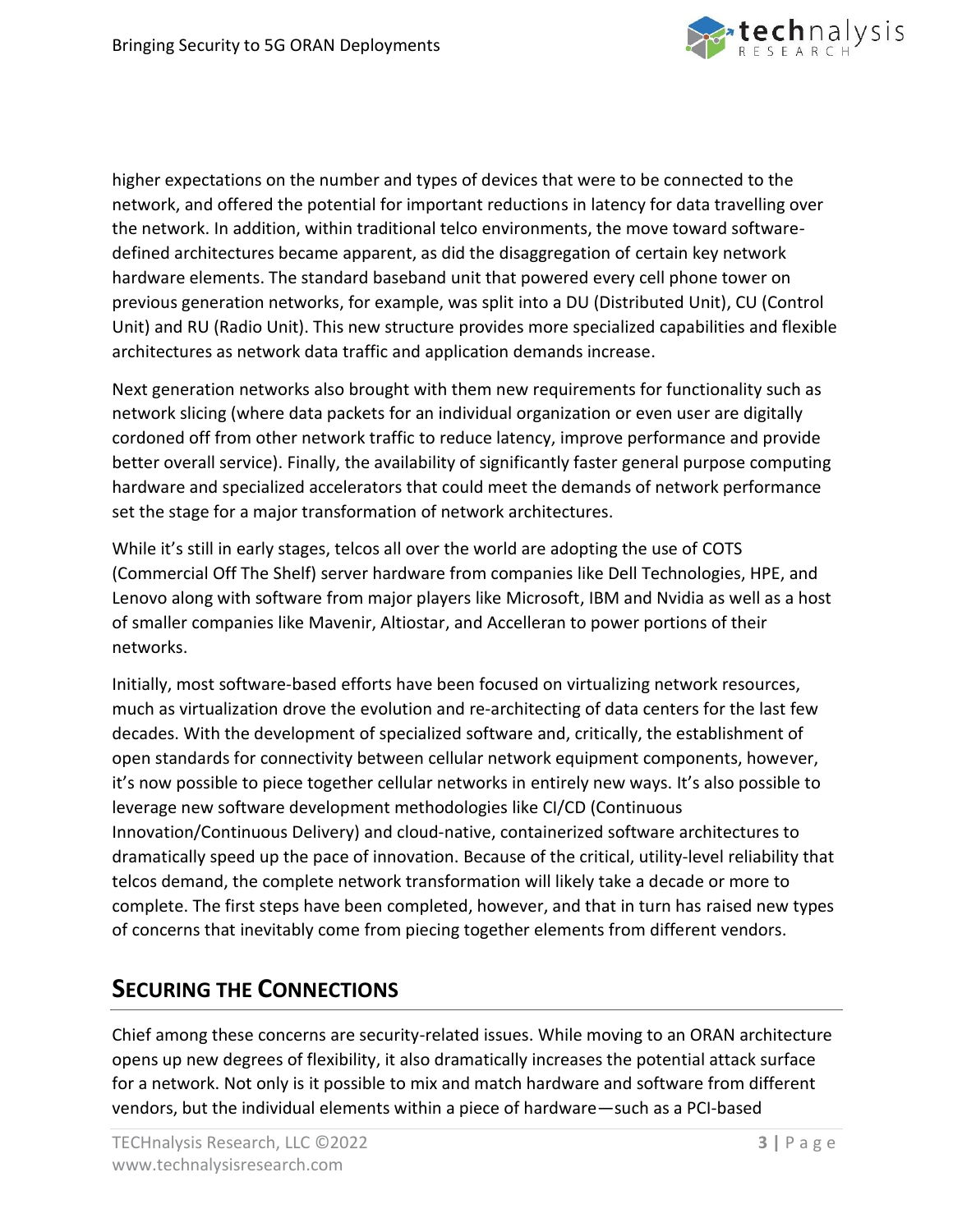higher expectations on the number and types of devices that were to be connected to the network, and offered the potential for important reductions in latency for data travelling over the network. In addition, within traditional telco environments, the move toward software-defined architectures became apparent, as did the disaggregation of certain key network hardware elements. The standard baseband unit that powered every cell phone tower on previous generation networks, for example, was split into a DU (Distributed Unit), CU (Control Unit) and RU (Radio Unit). This new structure provides more specialized capabilities and flexible architectures as network data traffic and application demands increase.

Next generation networks also brought with them new requirements for functionality such as network slicing (where data packets for an individual organization or even user are digitally cordoned off from other network traffic to reduce latency, improve performance and provide better overall service). Finally, the availability of significantly faster general purpose computing hardware and specialized accelerators that could meet the demands of network performance set the stage for a major transformation of network architectures.

While it's still in early stages, telcos all over the world are adopting the use of COTS (Commercial Off The Shelf) server hardware from companies like Dell Technologies, HPE, and Lenovo along with software from major players like Microsoft, IBM and Nvidia as well as a host of smaller companies like Mavenir, Altiostar, and Accelleran to power portions of their networks.

Initially, most software-based efforts have been focused on virtualizing network resources, much as virtualization drove the evolution and re-architecting of data centers for the last few decades. With the development of specialized software and, critically, the establishment of open standards for connectivity between cellular network equipment components, however, it's now possible to piece together cellular networks in entirely new ways. It's also possible to leverage new software development methodologies like CI/CD (Continuous Innovation/Continuous Delivery) and cloud-native, containerized software architectures to dramatically speed up the pace of innovation. Because of the critical, utility-level reliability that telcos demand, the complete network transformation will likely take a decade or more to complete. The first steps have been completed, however, and that in turn has raised new types of concerns that inevitably come from piecing together elements from different vendors.

## SECURING THE CONNECTIONS

Chief among these concerns are security-related issues. While moving to an ORAN architecture opens up new degrees of flexibility, it also dramatically increases the potential attack surface for a network. Not only is it possible to mix and match hardware and software from different vendors, but the individual elements within a piece of hardware—such as a PCI-based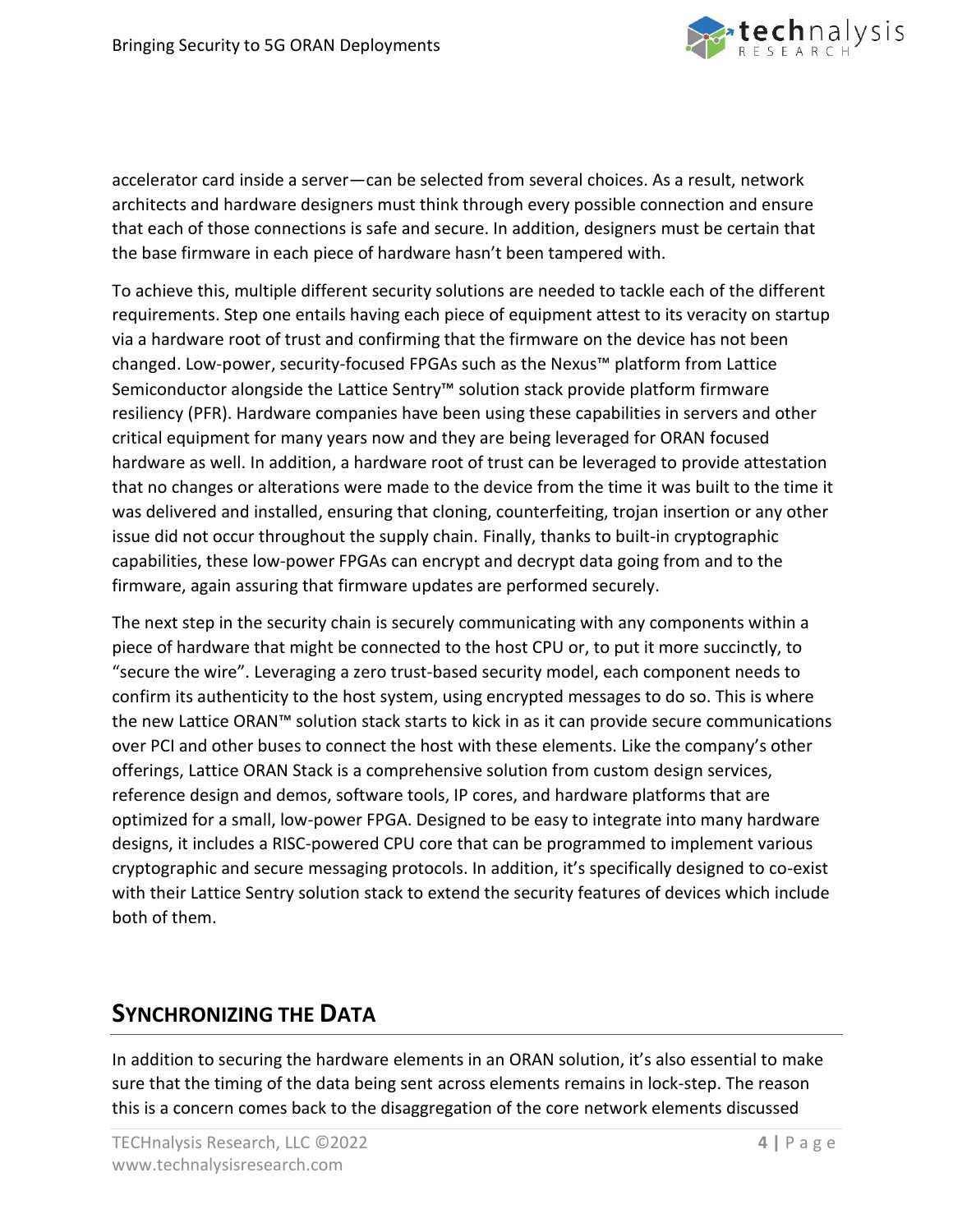accelerator card inside a server—can be selected from several choices. As a result, network architects and hardware designers must think through every possible connection and ensure that each of those connections is safe and secure. In addition, designers must be certain that the base firmware in each piece of hardware hasn't been tampered with.

To achieve this, multiple different security solutions are needed to tackle each of the different requirements. Step one entails having each piece of equipment attest to its veracity on startup via a hardware root of trust and confirming that the firmware on the device has not been changed. Low-power, security-focused FPGAs such as the Nexus™ platform from Lattice Semiconductor alongside the Lattice Sentry™ solution stack provide platform firmware resiliency (PFR). Hardware companies have been using these capabilities in servers and other critical equipment for many years now and they are being leveraged for ORAN focused hardware as well. In addition, a hardware root of trust can be leveraged to provide attestation that no changes or alterations were made to the device from the time it was built to the time it was delivered and installed, ensuring that cloning, counterfeiting, trojan insertion or any other issue did not occur throughout the supply chain. Finally, thanks to built-in cryptographic capabilities, these low-power FPGAs can encrypt and decrypt data going from and to the firmware, again assuring that firmware updates are performed securely.

The next step in the security chain is securely communicating with any components within a piece of hardware that might be connected to the host CPU or, to put it more succinctly, to "secure the wire". Leveraging a zero trust-based security model, each component needs to confirm its authenticity to the host system, using encrypted messages to do so. This is where the new Lattice ORAN™ solution stack starts to kick in as it can provide secure communications over PCI and other buses to connect the host with these elements. Like the company's other offerings, Lattice ORAN Stack is a comprehensive solution from custom design services, reference design and demos, software tools, IP cores, and hardware platforms that are optimized for a small, low-power FPGA. Designed to be easy to integrate into many hardware designs, it includes a RISC-powered CPU core that can be programmed to implement various cryptographic and secure messaging protocols. In addition, it's specifically designed to co-exist with their Lattice Sentry solution stack to extend the security features of devices which include both of them.

## SYNCHRONIZING THE DATA

In addition to securing the hardware elements in an ORAN solution, it's also essential to make sure that the timing of the data being sent across elements remains in lock-step. The reason this is a concern comes back to the disaggregation of the core network elements discussed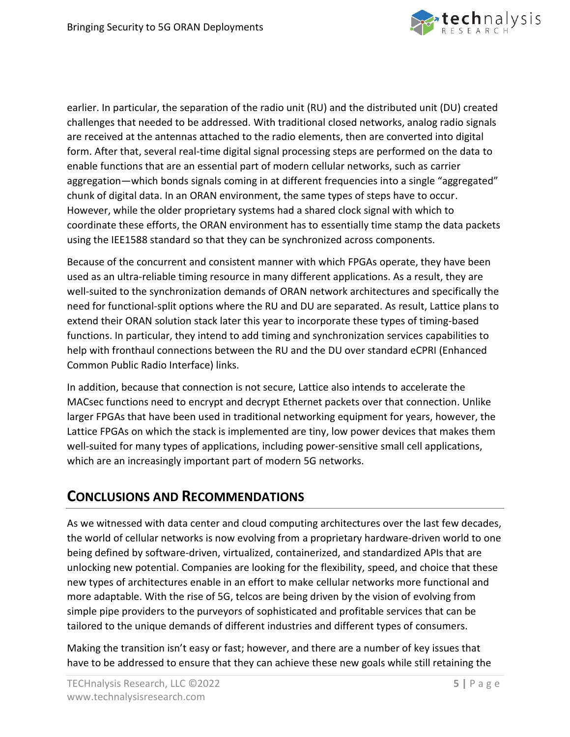earlier. In particular, the separation of the radio unit (RU) and the distributed unit (DU) created challenges that needed to be addressed. With traditional closed networks, analog radio signals are received at the antennas attached to the radio elements, then are converted into digital form. After that, several real-time digital signal processing steps are performed on the data to enable functions that are an essential part of modern cellular networks, such as carrier aggregation—which bonds signals coming in at different frequencies into a single "aggregated" chunk of digital data. In an ORAN environment, the same types of steps have to occur. However, while the older proprietary systems had a shared clock signal with which to coordinate these efforts, the ORAN environment has to essentially time stamp the data packets using the IEE1588 standard so that they can be synchronized across components.

Because of the concurrent and consistent manner with which FPGAs operate, they have been used as an ultra-reliable timing resource in many different applications. As a result, they are well-suited to the synchronization demands of ORAN network architectures and specifically the need for functional-split options where the RU and DU are separated. As result, Lattice plans to extend their ORAN solution stack later this year to incorporate these types of timing-based functions. In particular, they intend to add timing and synchronization services capabilities to help with fronthaul connections between the RU and the DU over standard eCPRI (Enhanced Common Public Radio Interface) links.

In addition, because that connection is not secure, Lattice also intends to accelerate the MACsec functions need to encrypt and decrypt Ethernet packets over that connection. Unlike larger FPGAs that have been used in traditional networking equipment for years, however, the Lattice FPGAs on which the stack is implemented are tiny, low power devices that makes them well-suited for many types of applications, including power-sensitive small cell applications, which are an increasingly important part of modern 5G networks.

## CONCLUSIONS AND RECOMMENDATIONS

As we witnessed with data center and cloud computing architectures over the last few decades, the world of cellular networks is now evolving from a proprietary hardware-driven world to one being defined by software-driven, virtualized, containerized, and standardized APIs that are unlocking new potential. Companies are looking for the flexibility, speed, and choice that these new types of architectures enable in an effort to make cellular networks more functional and more adaptable. With the rise of 5G, telcos are being driven by the vision of evolving from simple pipe providers to the purveyors of sophisticated and profitable services that can be tailored to the unique demands of different industries and different types of consumers.

Making the transition isn't easy or fast; however, and there are a number of key issues that have to be addressed to ensure that they can achieve these new goals while still retaining the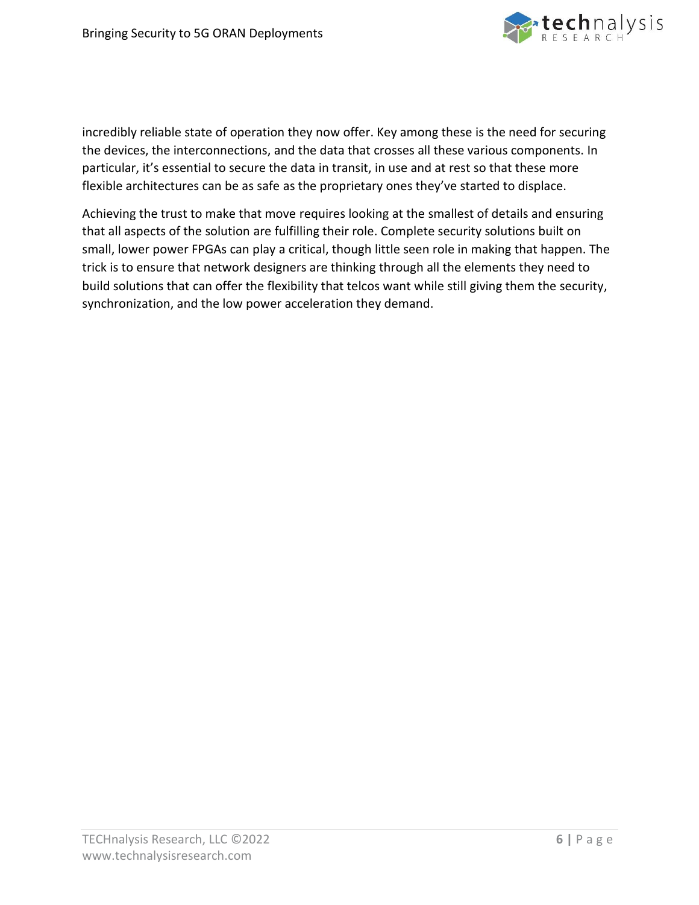incredibly reliable state of operation they now offer. Key among these is the need for securing the devices, the interconnections, and the data that crosses all these various components. In particular, it's essential to secure the data in transit, in use and at rest so that these more flexible architectures can be as safe as the proprietary ones they've started to displace.

Achieving the trust to make that move requires looking at the smallest of details and ensuring that all aspects of the solution are fulfilling their role. Complete security solutions built on small, lower power FPGAs can play a critical, though little seen role in making that happen. The trick is to ensure that network designers are thinking through all the elements they need to build solutions that can offer the flexibility that telcos want while still giving them the security, synchronization, and the low power acceleration they demand.